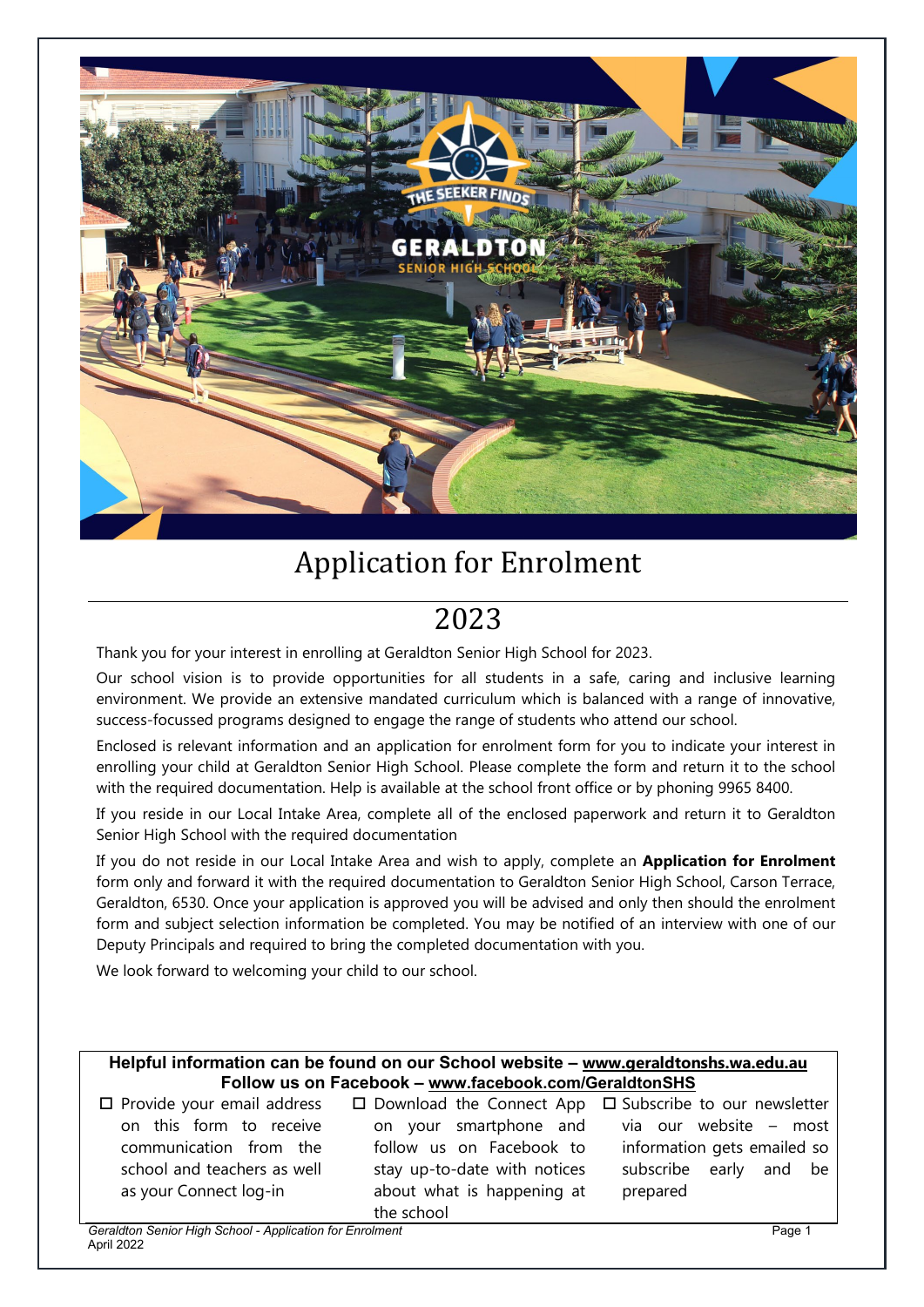# Application for Enrolment

## 2023

Thank you for your interest in enrolling at Geraldton Senior High School for 2023.

Our school vision is to provide opportunities for all students in a safe, caring and inclusive learning environment. We provide an extensive mandated curriculum which is balanced with a range of innovative, success-focussed programs designed to engage the range of students who attend our school.

Enclosed is relevant information and an application for enrolment form for you to indicate your interest in enrolling your child at Geraldton Senior High School. Please complete the form and return it to the school with the required documentation. Help is available at the school front office or by phoning 9965 8400.

If you reside in our Local Intake Area, complete all of the enclosed paperwork and return it to Geraldton Senior High School with the required documentation

If you do not reside in our Local Intake Area and wish to apply, complete an **Application for Enrolment** form only and forward it with the required documentation to Geraldton Senior High School, Carson Terrace, Geraldton, 6530. Once your application is approved you will be advised and only then should the enrolment form and subject selection information be completed. You may be notified of an interview with one of our Deputy Principals and required to bring the completed documentation with you.

We look forward to welcoming your child to our school.

**Helpful information can be found on our School website – www.geraldtonshs.wa.edu.au**
**Follow us on Facebook – www.facebook.com/GeraldtonSHS**

- ☐ Provide your email address on this form to receive communication from the school and teachers as well as your Connect log-in
- ☐ Download the Connect App on your smartphone and follow us on Facebook to stay up-to-date with notices about what is happening at the school
- ☐ Subscribe to our newsletter via our website – most information gets emailed so subscribe early and be prepared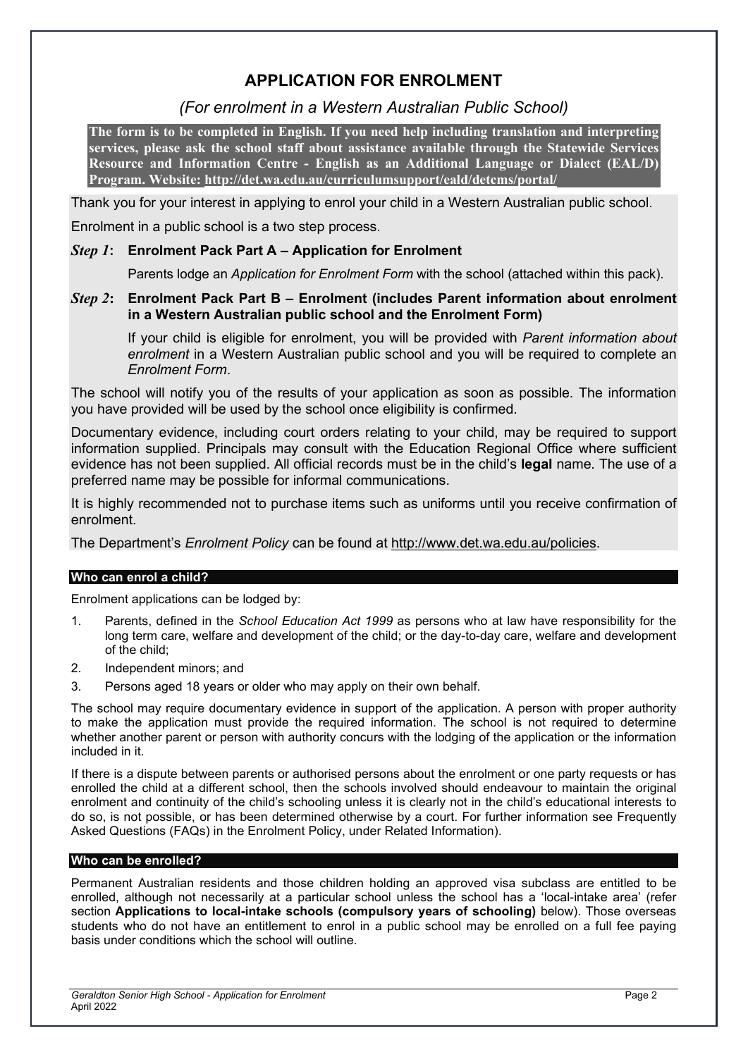# APPLICATION FOR ENROLMENT

*(For enrolment in a Western Australian Public School)*

**The form is to be completed in English. If you need help including translation and interpreting services, please ask the school staff about assistance available through the Statewide Services Resource and Information Centre - English as an Additional Language or Dialect (EAL/D) Program. Website: http://det.wa.edu.au/curriculumsupport/eald/detcms/portal/**

Thank you for your interest in applying to enrol your child in a Western Australian public school.

Enrolment in a public school is a two step process.

***Step 1*: Enrolment Pack Part A – Application for Enrolment**

Parents lodge an *Application for Enrolment Form* with the school (attached within this pack).

***Step 2*: Enrolment Pack Part B – Enrolment (includes Parent information about enrolment in a Western Australian public school and the Enrolment Form)**

If your child is eligible for enrolment, you will be provided with *Parent information about enrolment* in a Western Australian public school and you will be required to complete an *Enrolment Form*.

The school will notify you of the results of your application as soon as possible. The information you have provided will be used by the school once eligibility is confirmed.

Documentary evidence, including court orders relating to your child, may be required to support information supplied. Principals may consult with the Education Regional Office where sufficient evidence has not been supplied. All official records must be in the child's **legal** name. The use of a preferred name may be possible for informal communications.

It is highly recommended not to purchase items such as uniforms until you receive confirmation of enrolment.

The Department's *Enrolment Policy* can be found at http://www.det.wa.edu.au/policies.

## Who can enrol a child?

Enrolment applications can be lodged by:

1. Parents, defined in the *School Education Act 1999* as persons who at law have responsibility for the long term care, welfare and development of the child; or the day-to-day care, welfare and development of the child;
2. Independent minors; and
3. Persons aged 18 years or older who may apply on their own behalf.

The school may require documentary evidence in support of the application. A person with proper authority to make the application must provide the required information. The school is not required to determine whether another parent or person with authority concurs with the lodging of the application or the information included in it.

If there is a dispute between parents or authorised persons about the enrolment or one party requests or has enrolled the child at a different school, then the schools involved should endeavour to maintain the original enrolment and continuity of the child's schooling unless it is clearly not in the child's educational interests to do so, is not possible, or has been determined otherwise by a court. For further information see Frequently Asked Questions (FAQs) in the Enrolment Policy, under Related Information).

## Who can be enrolled?

Permanent Australian residents and those children holding an approved visa subclass are entitled to be enrolled, although not necessarily at a particular school unless the school has a 'local-intake area' (refer section **Applications to local-intake schools (compulsory years of schooling)** below). Those overseas students who do not have an entitlement to enrol in a public school may be enrolled on a full fee paying basis under conditions which the school will outline.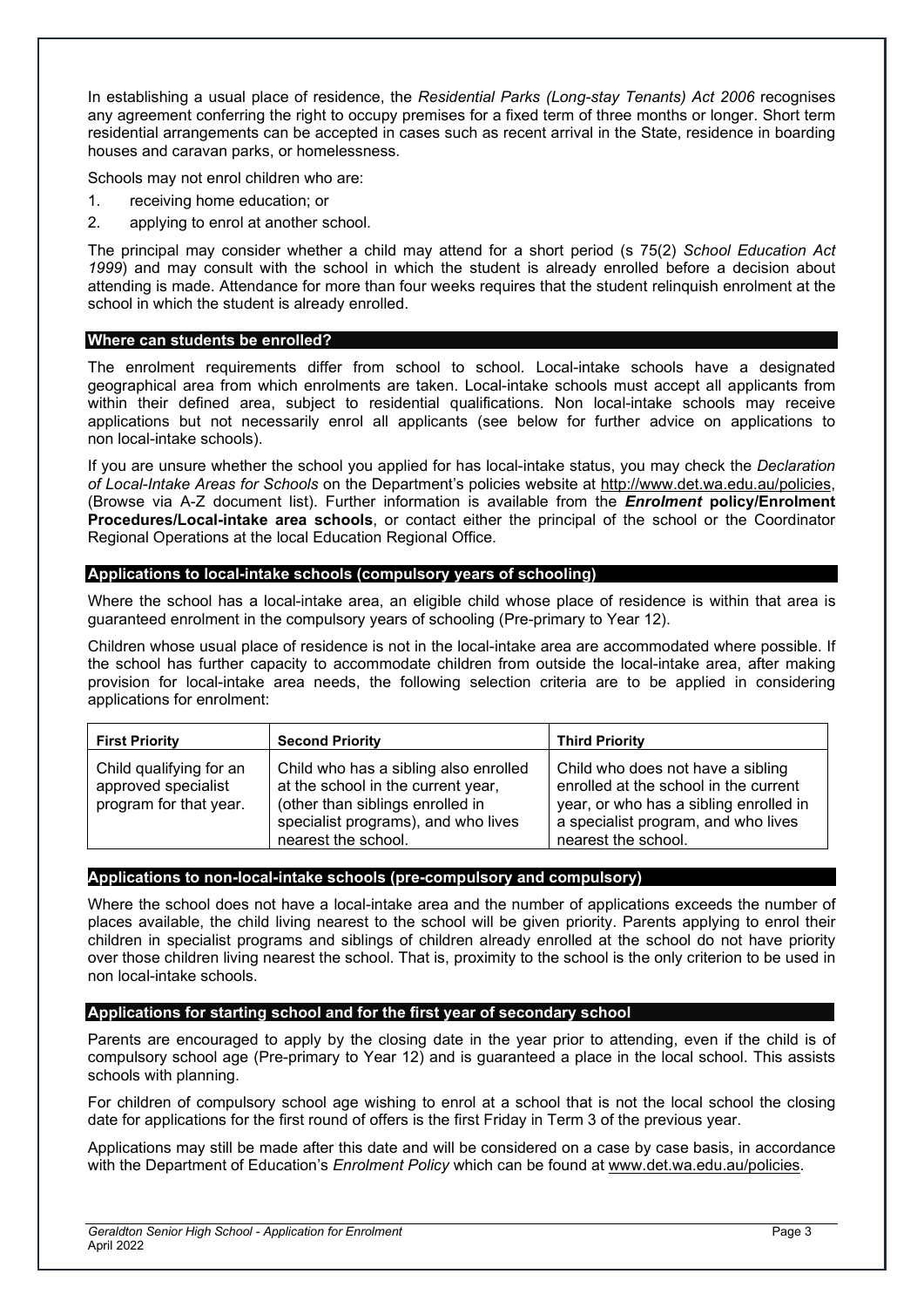In establishing a usual place of residence, the *Residential Parks (Long-stay Tenants) Act 2006* recognises any agreement conferring the right to occupy premises for a fixed term of three months or longer. Short term residential arrangements can be accepted in cases such as recent arrival in the State, residence in boarding houses and caravan parks, or homelessness.

Schools may not enrol children who are:

1. receiving home education; or
2. applying to enrol at another school.

The principal may consider whether a child may attend for a short period (s 75(2) *School Education Act 1999*) and may consult with the school in which the student is already enrolled before a decision about attending is made. Attendance for more than four weeks requires that the student relinquish enrolment at the school in which the student is already enrolled.

## Where can students be enrolled?

The enrolment requirements differ from school to school. Local-intake schools have a designated geographical area from which enrolments are taken. Local-intake schools must accept all applicants from within their defined area, subject to residential qualifications. Non local-intake schools may receive applications but not necessarily enrol all applicants (see below for further advice on applications to non local-intake schools).

If you are unsure whether the school you applied for has local-intake status, you may check the *Declaration of Local-Intake Areas for Schools* on the Department's policies website at http://www.det.wa.edu.au/policies, (Browse via A-Z document list). Further information is available from the ***Enrolment*** **policy/Enrolment Procedures/Local-intake area schools**, or contact either the principal of the school or the Coordinator Regional Operations at the local Education Regional Office.

## Applications to local-intake schools (compulsory years of schooling)

Where the school has a local-intake area, an eligible child whose place of residence is within that area is guaranteed enrolment in the compulsory years of schooling (Pre-primary to Year 12).

Children whose usual place of residence is not in the local-intake area are accommodated where possible. If the school has further capacity to accommodate children from outside the local-intake area, after making provision for local-intake area needs, the following selection criteria are to be applied in considering applications for enrolment:

| First Priority | Second Priority | Third Priority |
|---|---|---|
| Child qualifying for an approved specialist program for that year. | Child who has a sibling also enrolled at the school in the current year, (other than siblings enrolled in specialist programs), and who lives nearest the school. | Child who does not have a sibling enrolled at the school in the current year, or who has a sibling enrolled in a specialist program, and who lives nearest the school. |

## Applications to non-local-intake schools (pre-compulsory and compulsory)

Where the school does not have a local-intake area and the number of applications exceeds the number of places available, the child living nearest to the school will be given priority. Parents applying to enrol their children in specialist programs and siblings of children already enrolled at the school do not have priority over those children living nearest the school. That is, proximity to the school is the only criterion to be used in non local-intake schools.

## Applications for starting school and for the first year of secondary school

Parents are encouraged to apply by the closing date in the year prior to attending, even if the child is of compulsory school age (Pre-primary to Year 12) and is guaranteed a place in the local school. This assists schools with planning.

For children of compulsory school age wishing to enrol at a school that is not the local school the closing date for applications for the first round of offers is the first Friday in Term 3 of the previous year.

Applications may still be made after this date and will be considered on a case by case basis, in accordance with the Department of Education's *Enrolment Policy* which can be found at www.det.wa.edu.au/policies.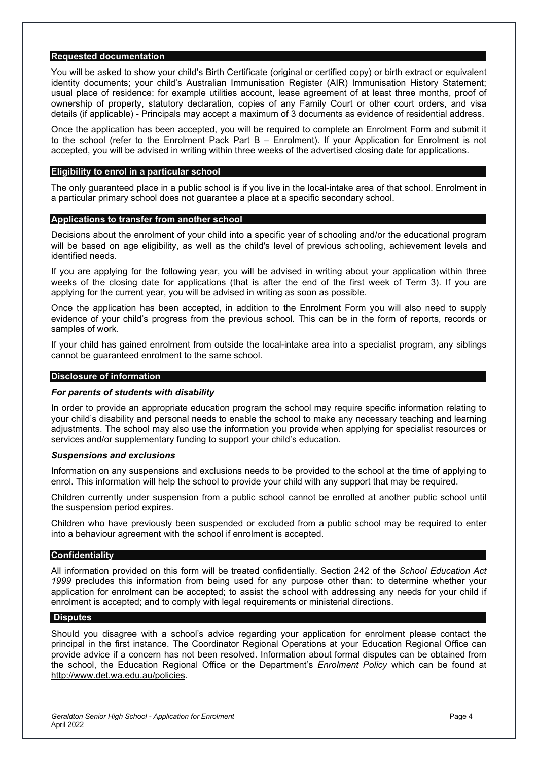## Requested documentation

You will be asked to show your child's Birth Certificate (original or certified copy) or birth extract or equivalent identity documents; your child's Australian Immunisation Register (AIR) Immunisation History Statement; usual place of residence: for example utilities account, lease agreement of at least three months, proof of ownership of property, statutory declaration, copies of any Family Court or other court orders, and visa details (if applicable) - Principals may accept a maximum of 3 documents as evidence of residential address.

Once the application has been accepted, you will be required to complete an Enrolment Form and submit it to the school (refer to the Enrolment Pack Part B – Enrolment). If your Application for Enrolment is not accepted, you will be advised in writing within three weeks of the advertised closing date for applications.

## Eligibility to enrol in a particular school

The only guaranteed place in a public school is if you live in the local-intake area of that school. Enrolment in a particular primary school does not guarantee a place at a specific secondary school.

## Applications to transfer from another school

Decisions about the enrolment of your child into a specific year of schooling and/or the educational program will be based on age eligibility, as well as the child's level of previous schooling, achievement levels and identified needs.

If you are applying for the following year, you will be advised in writing about your application within three weeks of the closing date for applications (that is after the end of the first week of Term 3). If you are applying for the current year, you will be advised in writing as soon as possible.

Once the application has been accepted, in addition to the Enrolment Form you will also need to supply evidence of your child's progress from the previous school. This can be in the form of reports, records or samples of work.

If your child has gained enrolment from outside the local-intake area into a specialist program, any siblings cannot be guaranteed enrolment to the same school.

## Disclosure of information

### *For parents of students with disability*

In order to provide an appropriate education program the school may require specific information relating to your child's disability and personal needs to enable the school to make any necessary teaching and learning adjustments. The school may also use the information you provide when applying for specialist resources or services and/or supplementary funding to support your child's education.

### *Suspensions and exclusions*

Information on any suspensions and exclusions needs to be provided to the school at the time of applying to enrol. This information will help the school to provide your child with any support that may be required.

Children currently under suspension from a public school cannot be enrolled at another public school until the suspension period expires.

Children who have previously been suspended or excluded from a public school may be required to enter into a behaviour agreement with the school if enrolment is accepted.

## Confidentiality

All information provided on this form will be treated confidentially. Section 242 of the *School Education Act 1999* precludes this information from being used for any purpose other than: to determine whether your application for enrolment can be accepted; to assist the school with addressing any needs for your child if enrolment is accepted; and to comply with legal requirements or ministerial directions.

## Disputes

Should you disagree with a school's advice regarding your application for enrolment please contact the principal in the first instance. The Coordinator Regional Operations at your Education Regional Office can provide advice if a concern has not been resolved. Information about formal disputes can be obtained from the school, the Education Regional Office or the Department's *Enrolment Policy* which can be found at http://www.det.wa.edu.au/policies.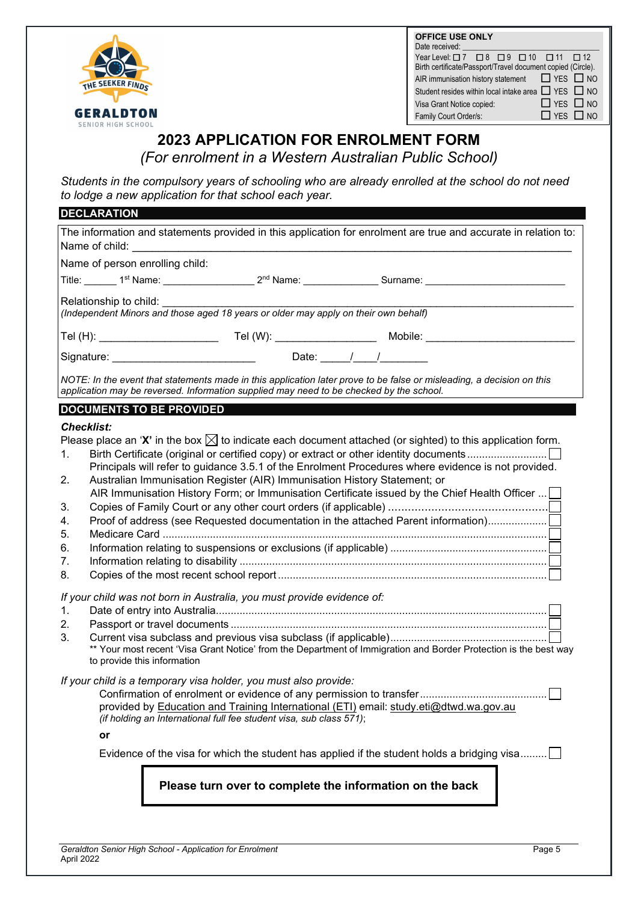| OFFICE USE ONLY | | |
|---|---|---|
| Date received: | | |
| Year Level: ☐ 7 ☐ 8 ☐ 9 ☐ 10 ☐ 11 ☐ 12 | | |
| Birth certificate/Passport/Travel document copied (Circle). | | |
| AIR immunisation history statement | ☐ YES | ☐ NO |
| Student resides within local intake area | ☐ YES | ☐ NO |
| Visa Grant Notice copied: | ☐ YES | ☐ NO |
| Family Court Order/s: | ☐ YES | ☐ NO |

THE SEEKER FINDS
GERALDTON
SENIOR HIGH SCHOOL

# 2023 APPLICATION FOR ENROLMENT FORM

*(For enrolment in a Western Australian Public School)*

*Students in the compulsory years of schooling who are already enrolled at the school do not need to lodge a new application for that school each year.*

## DECLARATION

The information and statements provided in this application for enrolment are true and accurate in relation to:
Name of child: ______________________________________________

Name of person enrolling child:

Title: ______ 1st Name: ________________ 2nd Name: ______________ Surname: _________________________

Relationship to child: _____________________________________________
*(Independent Minors and those aged 18 years or older may apply on their own behalf)*

Tel (H): ____________________ Tel (W): _________________ Mobile: _________________________

Signature: ________________________ Date: _____/____/________

*NOTE: In the event that statements made in this application later prove to be false or misleading, a decision on this application may be reversed. Information supplied may need to be checked by the school.*

## DOCUMENTS TO BE PROVIDED

***Checklist:***

Please place an '**X**' in the box ☒ to indicate each document attached (or sighted) to this application form.

1. Birth Certificate (original or certified copy) or extract or other identity documents .......................... ☐
   Principals will refer to guidance 3.5.1 of the Enrolment Procedures where evidence is not provided.
2. Australian Immunisation Register (AIR) Immunisation History Statement; or
   AIR Immunisation History Form; or Immunisation Certificate issued by the Chief Health Officer ... ☐
3. Copies of Family Court or any other court orders (if applicable) ................................................ ☐
4. Proof of address (see Requested documentation in the attached Parent information)................... ☐
5. Medicare Card ................................................................................................................ ☐
6. Information relating to suspensions or exclusions (if applicable) .................................................... ☐
7. Information relating to disability ....................................................................................... ☐
8. Copies of the most recent school report ........................................................................... ☐

*If your child was not born in Australia, you must provide evidence of:*

1. Date of entry into Australia............................................................................................... ☐
2. Passport or travel documents ........................................................................................... ☐
3. Current visa subclass and previous visa subclass (if applicable).................................................... ☐
   ** Your most recent 'Visa Grant Notice' from the Department of Immigration and Border Protection is the best way to provide this information

*If your child is a temporary visa holder, you must also provide:*

Confirmation of enrolment or evidence of any permission to transfer........................................... ☐
provided by Education and Training International (ETI) email: study.eti@dtwd.wa.gov.au
*(if holding an International full fee student visa, sub class 571)*;

**or**

Evidence of the visa for which the student has applied if the student holds a bridging visa......... ☐

**Please turn over to complete the information on the back**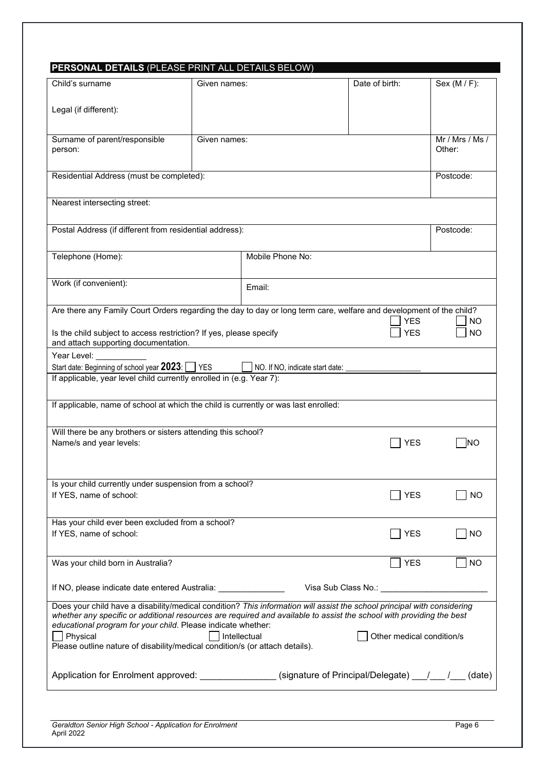## PERSONAL DETAILS (PLEASE PRINT ALL DETAILS BELOW)

| | | | |
|---|---|---|---|
| Child's surname<br><br>Legal (if different): | Given names: | Date of birth: | Sex (M / F): |
| Surname of parent/responsible person: | Given names: | | Mr / Mrs / Ms / Other: |
| Residential Address (must be completed): | | | Postcode: |
| Nearest intersecting street: | | | |
| Postal Address (if different from residential address): | | | Postcode: |
| Telephone (Home): | Mobile Phone No: | | |
| Work (if convenient): | Email: | | |

Are there any Family Court Orders regarding the day to day or long term care, welfare and development of the child? ☐ YES ☐ NO

Is the child subject to access restriction? If yes, please specify and attach supporting documentation. ☐ YES ☐ NO

Year Level: ___________

Start date: Beginning of school year **2023**: ☐ YES ☐ NO. If NO, indicate start date: _________________

If applicable, year level child currently enrolled in (e.g. Year 7):

If applicable, name of school at which the child is currently or was last enrolled:

Will there be any brothers or sisters attending this school? ☐ YES ☐ NO

Name/s and year levels:

Is your child currently under suspension from a school? ☐ YES ☐ NO

If YES, name of school:

Has your child ever been excluded from a school? ☐ YES ☐ NO

If YES, name of school:

Was your child born in Australia? ☐ YES ☐ NO

If NO, please indicate date entered Australia: ______________ Visa Sub Class No.: _______________________

Does your child have a disability/medical condition? *This information will assist the school principal with considering whether any specific or additional resources are required and available to assist the school with providing the best educational program for your child*. Please indicate whether:

☐ Physical ☐ Intellectual ☐ Other medical condition/s

Please outline nature of disability/medical condition/s (or attach details).

Application for Enrolment approved: _______________ (signature of Principal/Delegate) ___/___ /___ (date)

*Geraldton Senior High School - Application for Enrolment*
April 2022